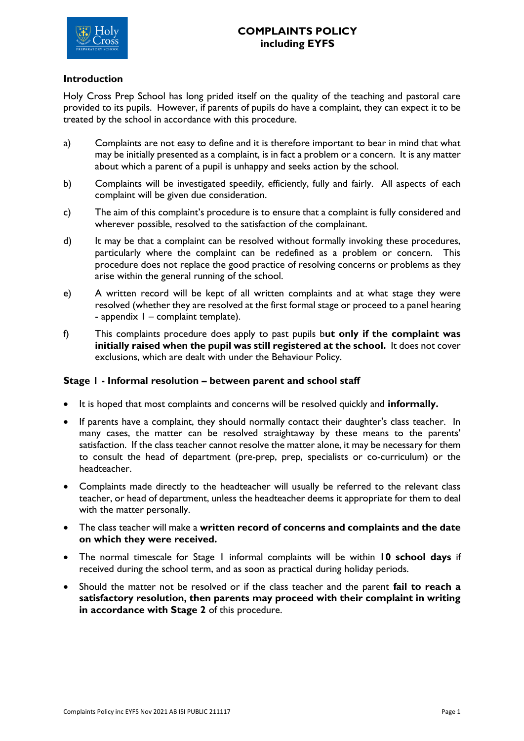# COMPLAINTS POLICY
## including EYFS

### Introduction

Holy Cross Prep School has long prided itself on the quality of the teaching and pastoral care provided to its pupils. However, if parents of pupils do have a complaint, they can expect it to be treated by the school in accordance with this procedure.

a) Complaints are not easy to define and it is therefore important to bear in mind that what may be initially presented as a complaint, is in fact a problem or a concern. It is any matter about which a parent of a pupil is unhappy and seeks action by the school.

b) Complaints will be investigated speedily, efficiently, fully and fairly. All aspects of each complaint will be given due consideration.

c) The aim of this complaint's procedure is to ensure that a complaint is fully considered and wherever possible, resolved to the satisfaction of the complainant.

d) It may be that a complaint can be resolved without formally invoking these procedures, particularly where the complaint can be redefined as a problem or concern. This procedure does not replace the good practice of resolving concerns or problems as they arise within the general running of the school.

e) A written record will be kept of all written complaints and at what stage they were resolved (whether they are resolved at the first formal stage or proceed to a panel hearing - appendix 1 – complaint template).

f) This complaints procedure does apply to past pupils b**ut only if the complaint was initially raised when the pupil was still registered at the school.** It does not cover exclusions, which are dealt with under the Behaviour Policy.

### Stage 1 - Informal resolution – between parent and school staff

- It is hoped that most complaints and concerns will be resolved quickly and **informally.**
- If parents have a complaint, they should normally contact their daughter's class teacher. In many cases, the matter can be resolved straightaway by these means to the parents' satisfaction. If the class teacher cannot resolve the matter alone, it may be necessary for them to consult the head of department (pre-prep, prep, specialists or co-curriculum) or the headteacher.
- Complaints made directly to the headteacher will usually be referred to the relevant class teacher, or head of department, unless the headteacher deems it appropriate for them to deal with the matter personally.
- The class teacher will make a **written record of concerns and complaints and the date on which they were received.**
- The normal timescale for Stage 1 informal complaints will be within **10 school days** if received during the school term, and as soon as practical during holiday periods.
- Should the matter not be resolved or if the class teacher and the parent **fail to reach a satisfactory resolution, then parents may proceed with their complaint in writing in accordance with Stage 2** of this procedure.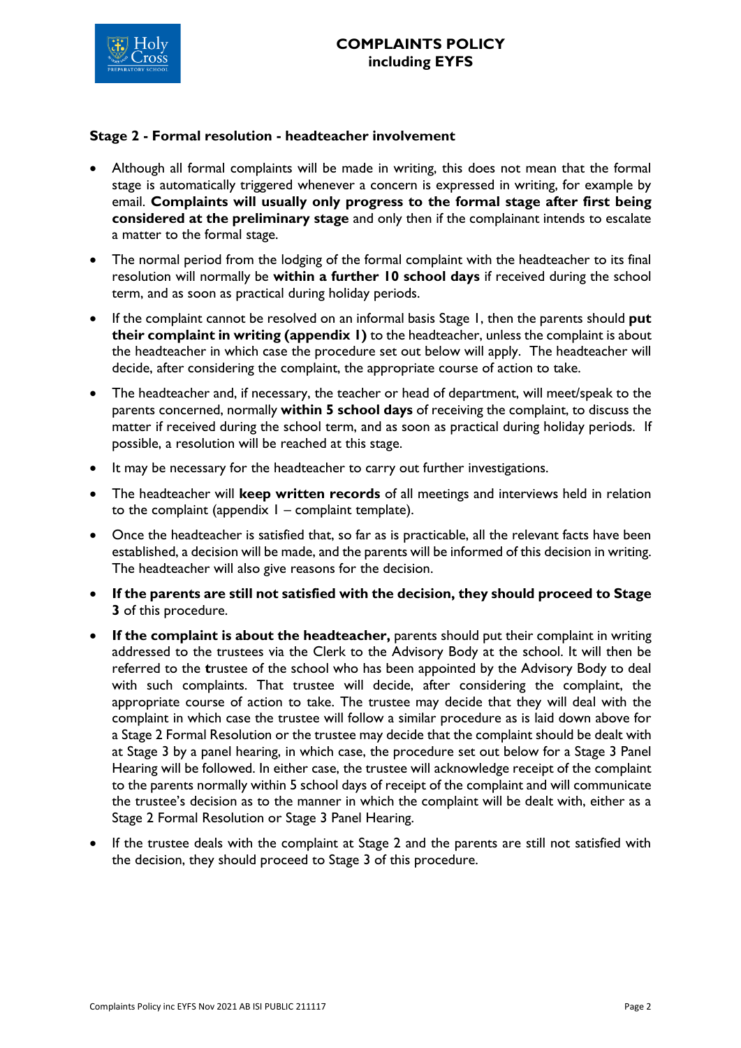### Stage 2 - Formal resolution - headteacher involvement

- Although all formal complaints will be made in writing, this does not mean that the formal stage is automatically triggered whenever a concern is expressed in writing, for example by email. **Complaints will usually only progress to the formal stage after first being considered at the preliminary stage** and only then if the complainant intends to escalate a matter to the formal stage.
- The normal period from the lodging of the formal complaint with the headteacher to its final resolution will normally be **within a further 10 school days** if received during the school term, and as soon as practical during holiday periods.
- If the complaint cannot be resolved on an informal basis Stage 1, then the parents should **put their complaint in writing (appendix 1)** to the headteacher, unless the complaint is about the headteacher in which case the procedure set out below will apply. The headteacher will decide, after considering the complaint, the appropriate course of action to take.
- The headteacher and, if necessary, the teacher or head of department, will meet/speak to the parents concerned, normally **within 5 school days** of receiving the complaint, to discuss the matter if received during the school term, and as soon as practical during holiday periods. If possible, a resolution will be reached at this stage.
- It may be necessary for the headteacher to carry out further investigations.
- The headteacher will **keep written records** of all meetings and interviews held in relation to the complaint (appendix 1 – complaint template).
- Once the headteacher is satisfied that, so far as is practicable, all the relevant facts have been established, a decision will be made, and the parents will be informed of this decision in writing. The headteacher will also give reasons for the decision.
- **If the parents are still not satisfied with the decision, they should proceed to Stage 3** of this procedure.
- **If the complaint is about the headteacher,** parents should put their complaint in writing addressed to the trustees via the Clerk to the Advisory Body at the school. It will then be referred to the **t**rustee of the school who has been appointed by the Advisory Body to deal with such complaints. That trustee will decide, after considering the complaint, the appropriate course of action to take. The trustee may decide that they will deal with the complaint in which case the trustee will follow a similar procedure as is laid down above for a Stage 2 Formal Resolution or the trustee may decide that the complaint should be dealt with at Stage 3 by a panel hearing, in which case, the procedure set out below for a Stage 3 Panel Hearing will be followed. In either case, the trustee will acknowledge receipt of the complaint to the parents normally within 5 school days of receipt of the complaint and will communicate the trustee's decision as to the manner in which the complaint will be dealt with, either as a Stage 2 Formal Resolution or Stage 3 Panel Hearing.
- If the trustee deals with the complaint at Stage 2 and the parents are still not satisfied with the decision, they should proceed to Stage 3 of this procedure.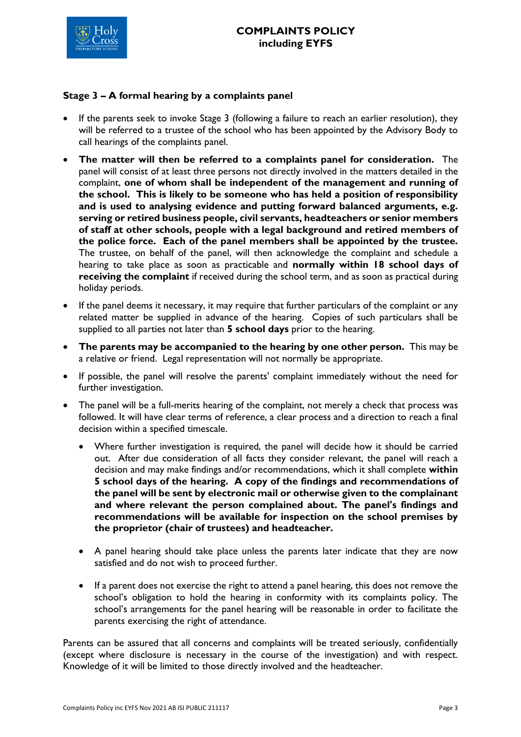### Stage 3 – A formal hearing by a complaints panel

- If the parents seek to invoke Stage 3 (following a failure to reach an earlier resolution), they will be referred to a trustee of the school who has been appointed by the Advisory Body to call hearings of the complaints panel.
- **The matter will then be referred to a complaints panel for consideration.** The panel will consist of at least three persons not directly involved in the matters detailed in the complaint, **one of whom shall be independent of the management and running of the school. This is likely to be someone who has held a position of responsibility and is used to analysing evidence and putting forward balanced arguments, e.g. serving or retired business people, civil servants, headteachers or senior members of staff at other schools, people with a legal background and retired members of the police force. Each of the panel members shall be appointed by the trustee.** The trustee, on behalf of the panel, will then acknowledge the complaint and schedule a hearing to take place as soon as practicable and **normally within 18 school days of receiving the complaint** if received during the school term, and as soon as practical during holiday periods.
- If the panel deems it necessary, it may require that further particulars of the complaint or any related matter be supplied in advance of the hearing. Copies of such particulars shall be supplied to all parties not later than **5 school days** prior to the hearing.
- **The parents may be accompanied to the hearing by one other person.** This may be a relative or friend. Legal representation will not normally be appropriate.
- If possible, the panel will resolve the parents' complaint immediately without the need for further investigation.
- The panel will be a full-merits hearing of the complaint, not merely a check that process was followed. It will have clear terms of reference, a clear process and a direction to reach a final decision within a specified timescale.
  - Where further investigation is required, the panel will decide how it should be carried out. After due consideration of all facts they consider relevant, the panel will reach a decision and may make findings and/or recommendations, which it shall complete **within 5 school days of the hearing. A copy of the findings and recommendations of the panel will be sent by electronic mail or otherwise given to the complainant and where relevant the person complained about. The panel's findings and recommendations will be available for inspection on the school premises by the proprietor (chair of trustees) and headteacher.**
  - A panel hearing should take place unless the parents later indicate that they are now satisfied and do not wish to proceed further.
  - If a parent does not exercise the right to attend a panel hearing, this does not remove the school's obligation to hold the hearing in conformity with its complaints policy. The school's arrangements for the panel hearing will be reasonable in order to facilitate the parents exercising the right of attendance.

Parents can be assured that all concerns and complaints will be treated seriously, confidentially (except where disclosure is necessary in the course of the investigation) and with respect. Knowledge of it will be limited to those directly involved and the headteacher.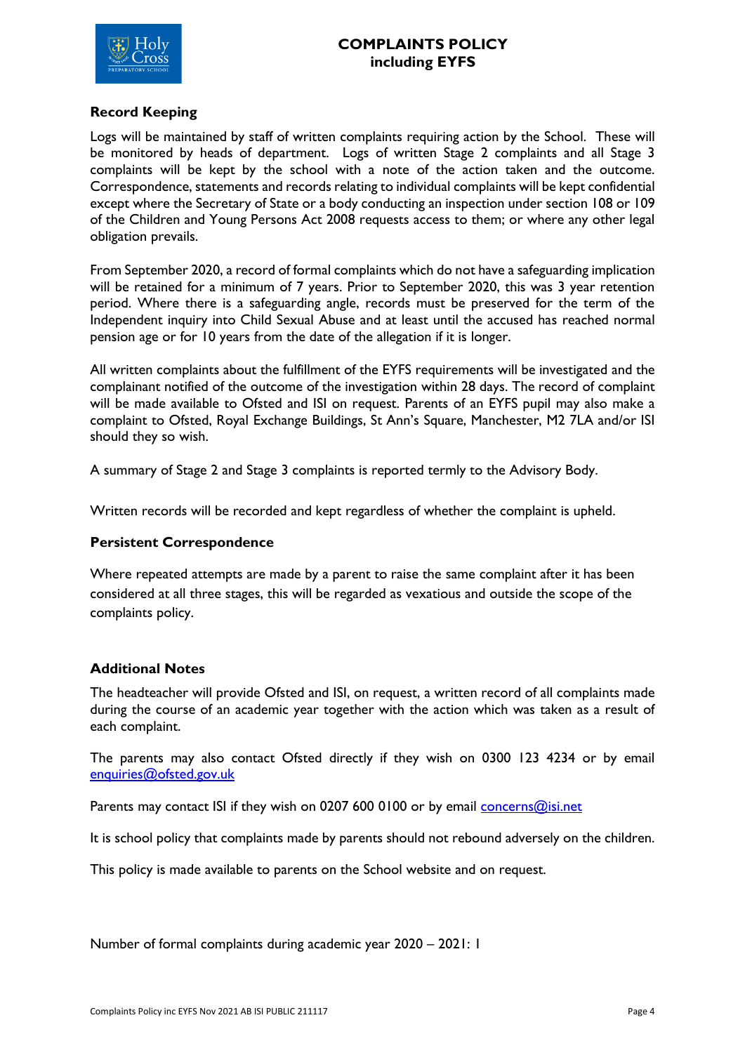### Record Keeping

Logs will be maintained by staff of written complaints requiring action by the School. These will be monitored by heads of department. Logs of written Stage 2 complaints and all Stage 3 complaints will be kept by the school with a note of the action taken and the outcome. Correspondence, statements and records relating to individual complaints will be kept confidential except where the Secretary of State or a body conducting an inspection under section 108 or 109 of the Children and Young Persons Act 2008 requests access to them; or where any other legal obligation prevails.

From September 2020, a record of formal complaints which do not have a safeguarding implication will be retained for a minimum of 7 years. Prior to September 2020, this was 3 year retention period. Where there is a safeguarding angle, records must be preserved for the term of the Independent inquiry into Child Sexual Abuse and at least until the accused has reached normal pension age or for 10 years from the date of the allegation if it is longer.

All written complaints about the fulfillment of the EYFS requirements will be investigated and the complainant notified of the outcome of the investigation within 28 days. The record of complaint will be made available to Ofsted and ISI on request. Parents of an EYFS pupil may also make a complaint to Ofsted, Royal Exchange Buildings, St Ann's Square, Manchester, M2 7LA and/or ISI should they so wish.

A summary of Stage 2 and Stage 3 complaints is reported termly to the Advisory Body.

Written records will be recorded and kept regardless of whether the complaint is upheld.

### Persistent Correspondence

Where repeated attempts are made by a parent to raise the same complaint after it has been considered at all three stages, this will be regarded as vexatious and outside the scope of the complaints policy.

### Additional Notes

The headteacher will provide Ofsted and ISI, on request, a written record of all complaints made during the course of an academic year together with the action which was taken as a result of each complaint.

The parents may also contact Ofsted directly if they wish on 0300 123 4234 or by email enquiries@ofsted.gov.uk

Parents may contact ISI if they wish on 0207 600 0100 or by email concerns@isi.net

It is school policy that complaints made by parents should not rebound adversely on the children.

This policy is made available to parents on the School website and on request.

Number of formal complaints during academic year 2020 – 2021: 1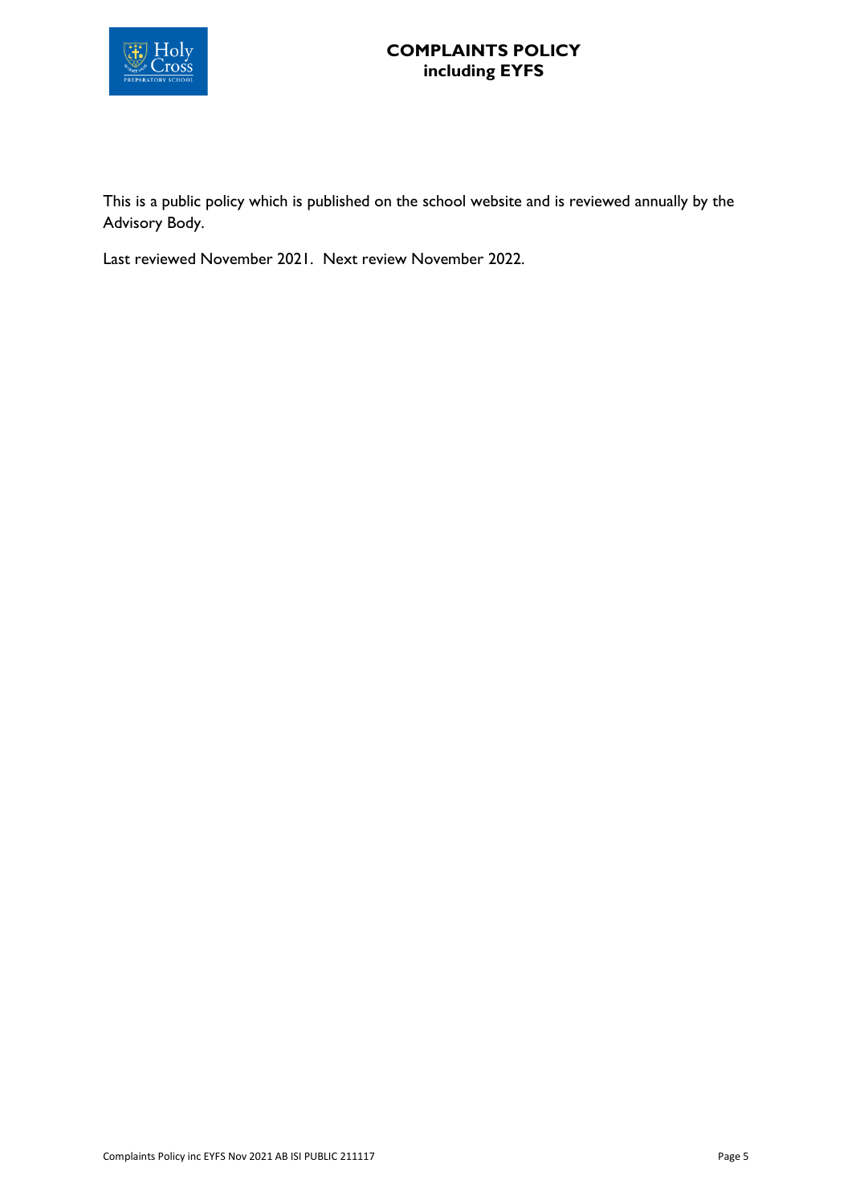This is a public policy which is published on the school website and is reviewed annually by the Advisory Body.

Last reviewed November 2021. Next review November 2022.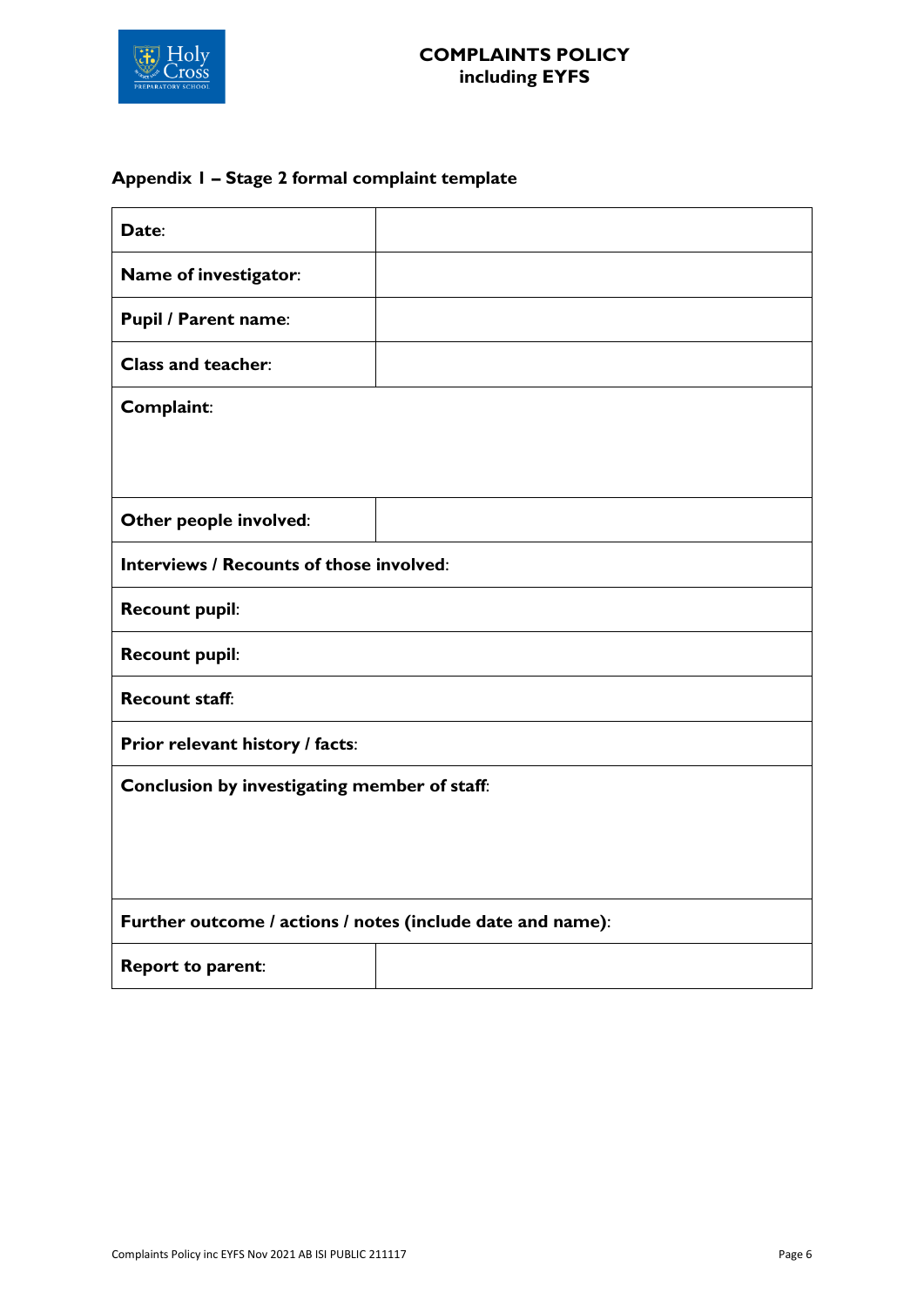## Appendix I – Stage 2 formal complaint template

| | |
|---|---|
| **Date**: | |
| **Name of investigator**: | |
| **Pupil / Parent name**: | |
| **Class and teacher**: | |
| **Complaint**: | |
| **Other people involved**: | |
| **Interviews / Recounts of those involved**: | |
| **Recount pupil**: | |
| **Recount pupil**: | |
| **Recount staff**: | |
| **Prior relevant history / facts**: | |
| **Conclusion by investigating member of staff**: | |
| **Further outcome / actions / notes (include date and name)**: | |
| **Report to parent**: | |